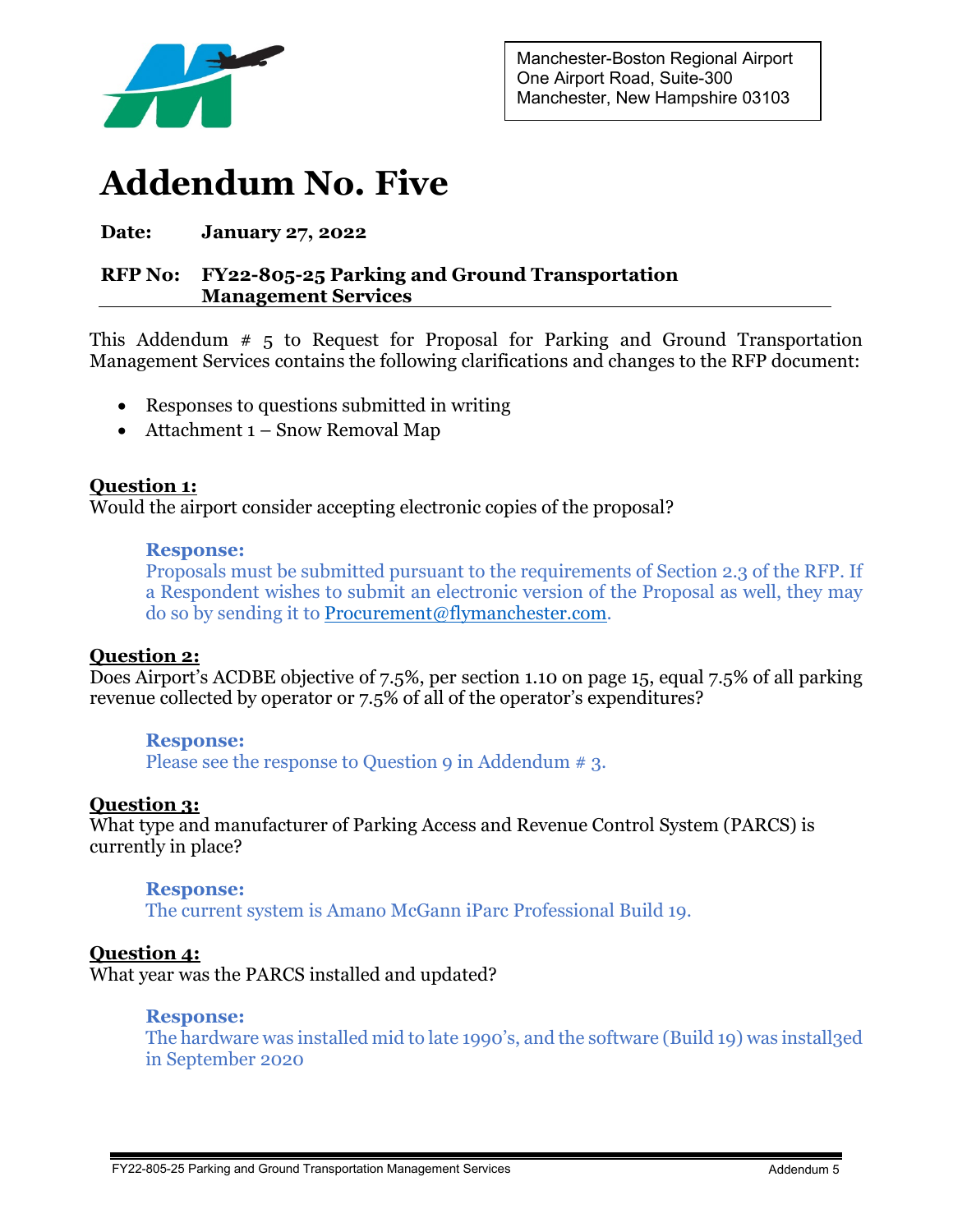Manchester-Boston Regional Airport
One Airport Road, Suite-300
Manchester, New Hampshire 03103

# Addendum No. Five

**Date:** **January 27, 2022**

**RFP No:** **FY22-805-25 Parking and Ground Transportation Management Services**

This Addendum # 5 to Request for Proposal for Parking and Ground Transportation Management Services contains the following clarifications and changes to the RFP document:

- Responses to questions submitted in writing
- Attachment 1 – Snow Removal Map

**Question 1:**
Would the airport consider accepting electronic copies of the proposal?

> **Response:**
> Proposals must be submitted pursuant to the requirements of Section 2.3 of the RFP. If a Respondent wishes to submit an electronic version of the Proposal as well, they may do so by sending it to Procurement@flymanchester.com.

**Question 2:**
Does Airport's ACDBE objective of 7.5%, per section 1.10 on page 15, equal 7.5% of all parking revenue collected by operator or 7.5% of all of the operator's expenditures?

> **Response:**
> Please see the response to Question 9 in Addendum # 3.

**Question 3:**
What type and manufacturer of Parking Access and Revenue Control System (PARCS) is currently in place?

> **Response:**
> The current system is Amano McGann iParc Professional Build 19.

**Question 4:**
What year was the PARCS installed and updated?

> **Response:**
> The hardware was installed mid to late 1990's, and the software (Build 19) was install3ed in September 2020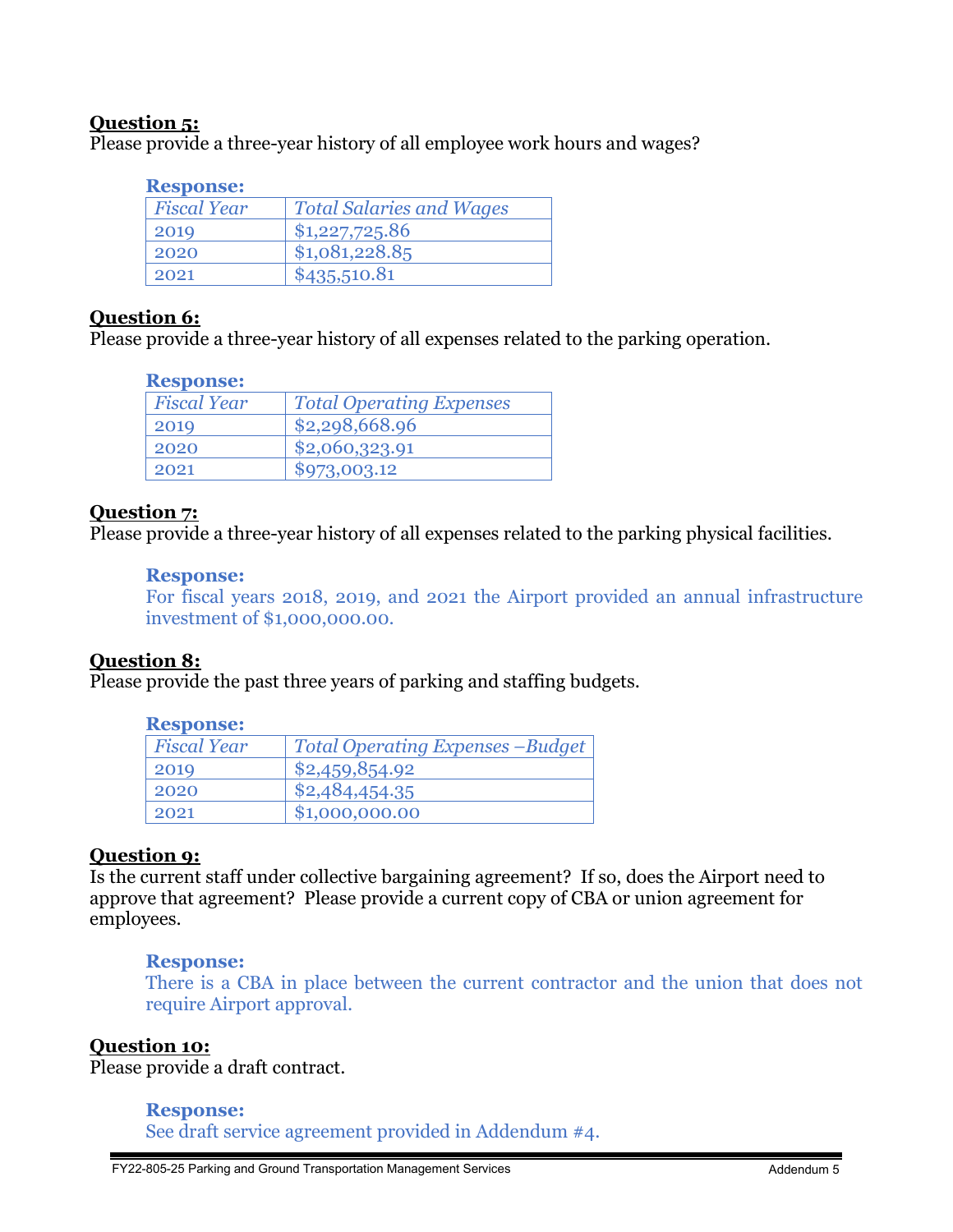**Question 5:**
Please provide a three-year history of all employee work hours and wages?

**Response:**

| *Fiscal Year* | *Total Salaries and Wages* |
|---|---|
| 2019 | $1,227,725.86 |
| 2020 | $1,081,228.85 |
| 2021 | $435,510.81 |

**Question 6:**
Please provide a three-year history of all expenses related to the parking operation.

**Response:**

| *Fiscal Year* | *Total Operating Expenses* |
|---|---|
| 2019 | $2,298,668.96 |
| 2020 | $2,060,323.91 |
| 2021 | $973,003.12 |

**Question 7:**
Please provide a three-year history of all expenses related to the parking physical facilities.

**Response:**
For fiscal years 2018, 2019, and 2021 the Airport provided an annual infrastructure investment of $1,000,000.00.

**Question 8:**
Please provide the past three years of parking and staffing budgets.

**Response:**

| *Fiscal Year* | *Total Operating Expenses –Budget* |
|---|---|
| 2019 | $2,459,854.92 |
| 2020 | $2,484,454.35 |
| 2021 | $1,000,000.00 |

**Question 9:**
Is the current staff under collective bargaining agreement? If so, does the Airport need to approve that agreement? Please provide a current copy of CBA or union agreement for employees.

**Response:**
There is a CBA in place between the current contractor and the union that does not require Airport approval.

**Question 10:**
Please provide a draft contract.

**Response:**
See draft service agreement provided in Addendum #4.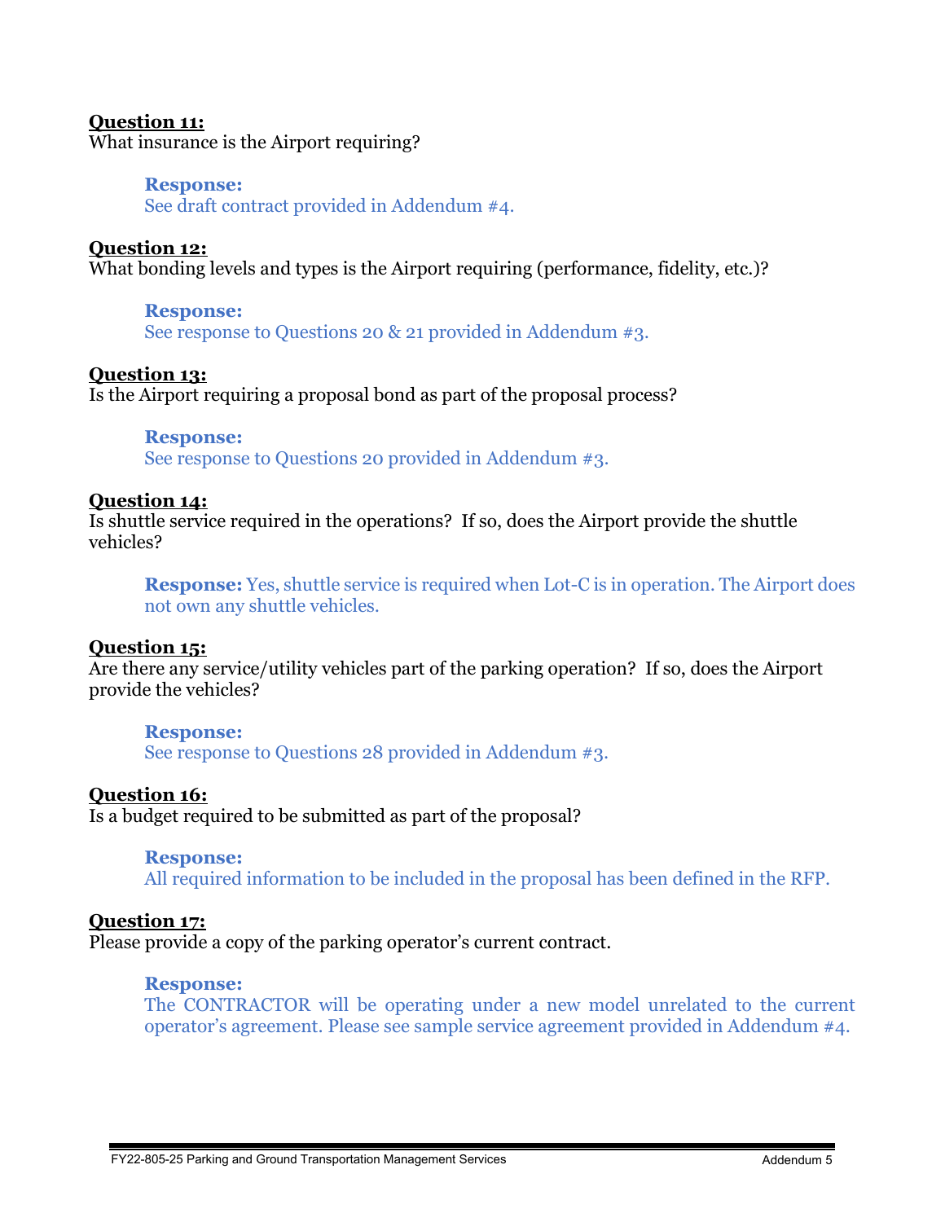**Question 11:**
What insurance is the Airport requiring?

> **Response:**
> See draft contract provided in Addendum #4.

**Question 12:**
What bonding levels and types is the Airport requiring (performance, fidelity, etc.)?

> **Response:**
> See response to Questions 20 & 21 provided in Addendum #3.

**Question 13:**
Is the Airport requiring a proposal bond as part of the proposal process?

> **Response:**
> See response to Questions 20 provided in Addendum #3.

**Question 14:**
Is shuttle service required in the operations? If so, does the Airport provide the shuttle vehicles?

> **Response:** Yes, shuttle service is required when Lot-C is in operation. The Airport does not own any shuttle vehicles.

**Question 15:**
Are there any service/utility vehicles part of the parking operation? If so, does the Airport provide the vehicles?

> **Response:**
> See response to Questions 28 provided in Addendum #3.

**Question 16:**
Is a budget required to be submitted as part of the proposal?

> **Response:**
> All required information to be included in the proposal has been defined in the RFP.

**Question 17:**
Please provide a copy of the parking operator's current contract.

> **Response:**
> The CONTRACTOR will be operating under a new model unrelated to the current operator's agreement. Please see sample service agreement provided in Addendum #4.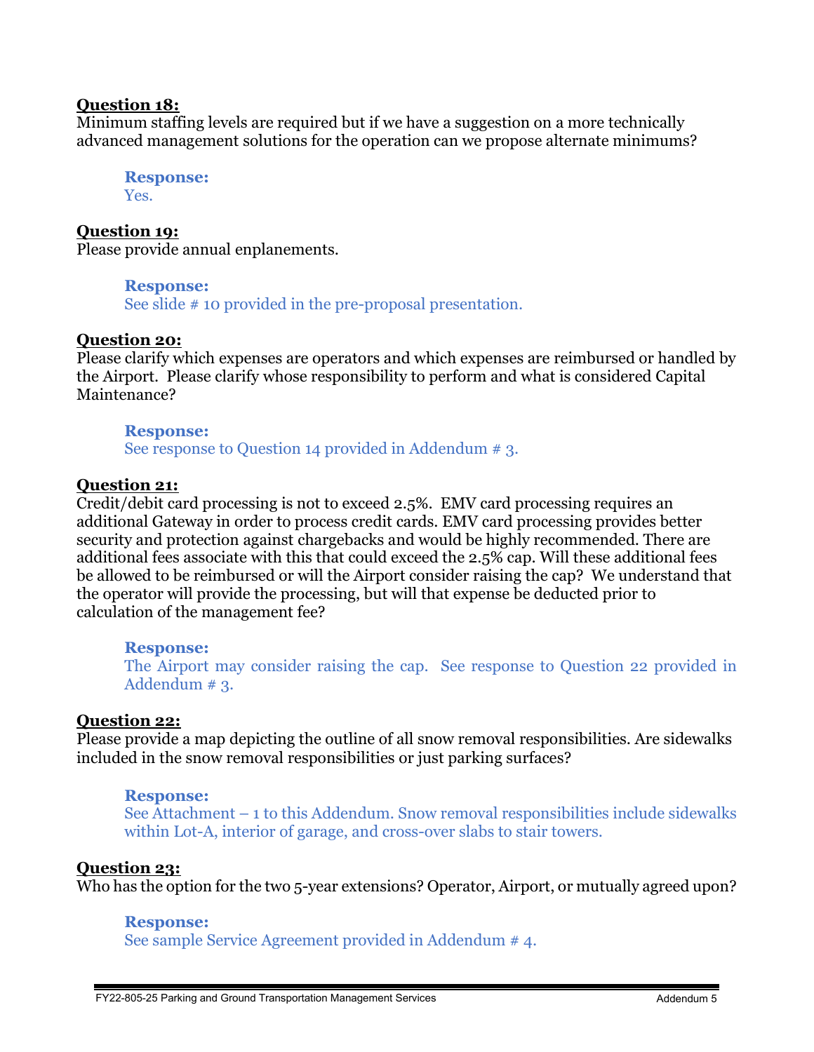**Question 18:**
Minimum staffing levels are required but if we have a suggestion on a more technically advanced management solutions for the operation can we propose alternate minimums?

> **Response:**
> Yes.

**Question 19:**
Please provide annual enplanements.

> **Response:**
> See slide # 10 provided in the pre-proposal presentation.

**Question 20:**
Please clarify which expenses are operators and which expenses are reimbursed or handled by the Airport. Please clarify whose responsibility to perform and what is considered Capital Maintenance?

> **Response:**
> See response to Question 14 provided in Addendum # 3.

**Question 21:**
Credit/debit card processing is not to exceed 2.5%. EMV card processing requires an additional Gateway in order to process credit cards. EMV card processing provides better security and protection against chargebacks and would be highly recommended. There are additional fees associate with this that could exceed the 2.5% cap. Will these additional fees be allowed to be reimbursed or will the Airport consider raising the cap? We understand that the operator will provide the processing, but will that expense be deducted prior to calculation of the management fee?

> **Response:**
> The Airport may consider raising the cap. See response to Question 22 provided in Addendum # 3.

**Question 22:**
Please provide a map depicting the outline of all snow removal responsibilities. Are sidewalks included in the snow removal responsibilities or just parking surfaces?

> **Response:**
> See Attachment – 1 to this Addendum. Snow removal responsibilities include sidewalks within Lot-A, interior of garage, and cross-over slabs to stair towers.

**Question 23:**
Who has the option for the two 5-year extensions? Operator, Airport, or mutually agreed upon?

> **Response:**
> See sample Service Agreement provided in Addendum # 4.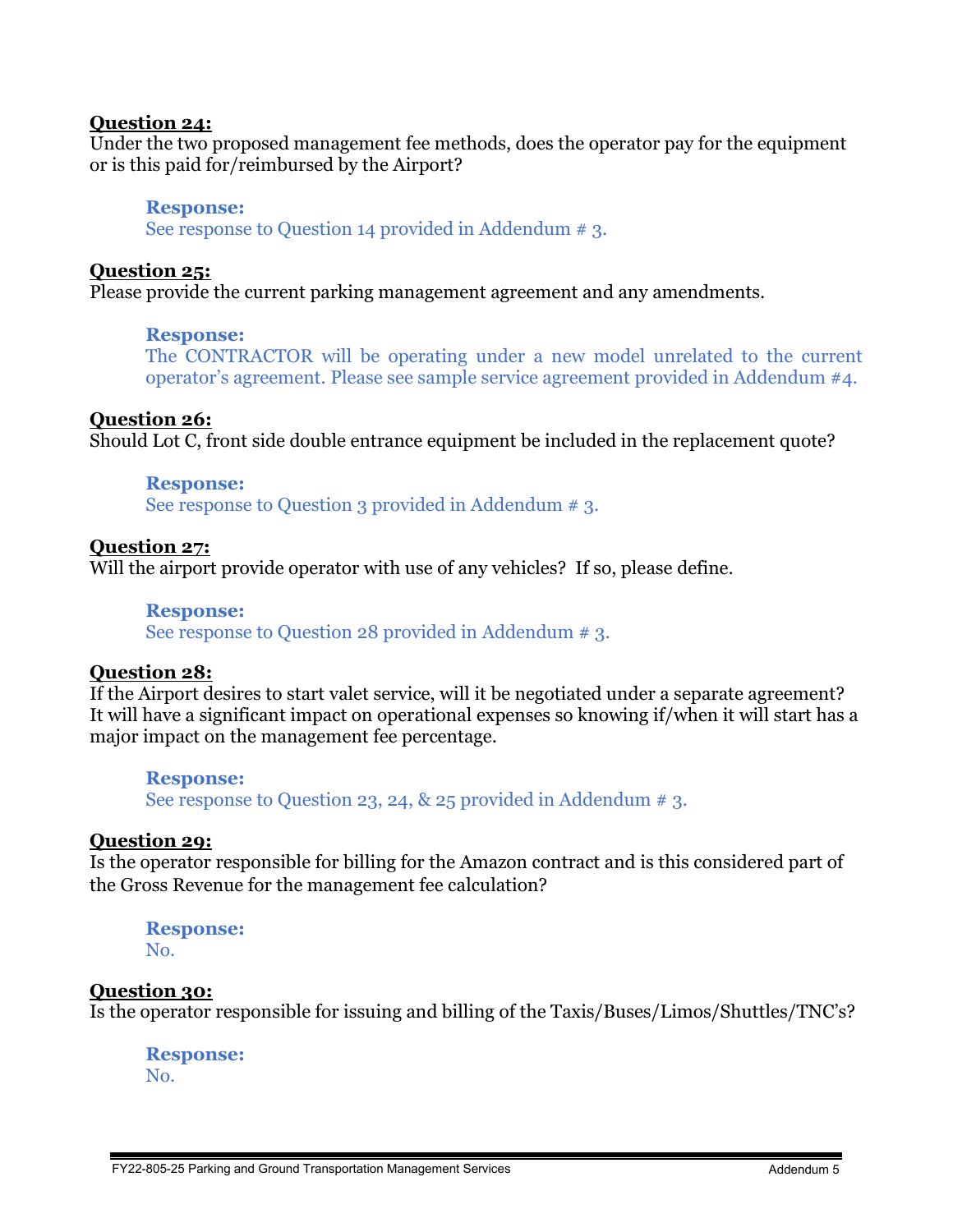**Question 24:**
Under the two proposed management fee methods, does the operator pay for the equipment or is this paid for/reimbursed by the Airport?

> **Response:**
> See response to Question 14 provided in Addendum # 3.

**Question 25:**
Please provide the current parking management agreement and any amendments.

> **Response:**
> The CONTRACTOR will be operating under a new model unrelated to the current operator's agreement. Please see sample service agreement provided in Addendum #4.

**Question 26:**
Should Lot C, front side double entrance equipment be included in the replacement quote?

> **Response:**
> See response to Question 3 provided in Addendum # 3.

**Question 27:**
Will the airport provide operator with use of any vehicles? If so, please define.

> **Response:**
> See response to Question 28 provided in Addendum # 3.

**Question 28:**
If the Airport desires to start valet service, will it be negotiated under a separate agreement? It will have a significant impact on operational expenses so knowing if/when it will start has a major impact on the management fee percentage.

> **Response:**
> See response to Question 23, 24, & 25 provided in Addendum # 3.

**Question 29:**
Is the operator responsible for billing for the Amazon contract and is this considered part of the Gross Revenue for the management fee calculation?

> **Response:**
> No.

**Question 30:**
Is the operator responsible for issuing and billing of the Taxis/Buses/Limos/Shuttles/TNC's?

> **Response:**
> No.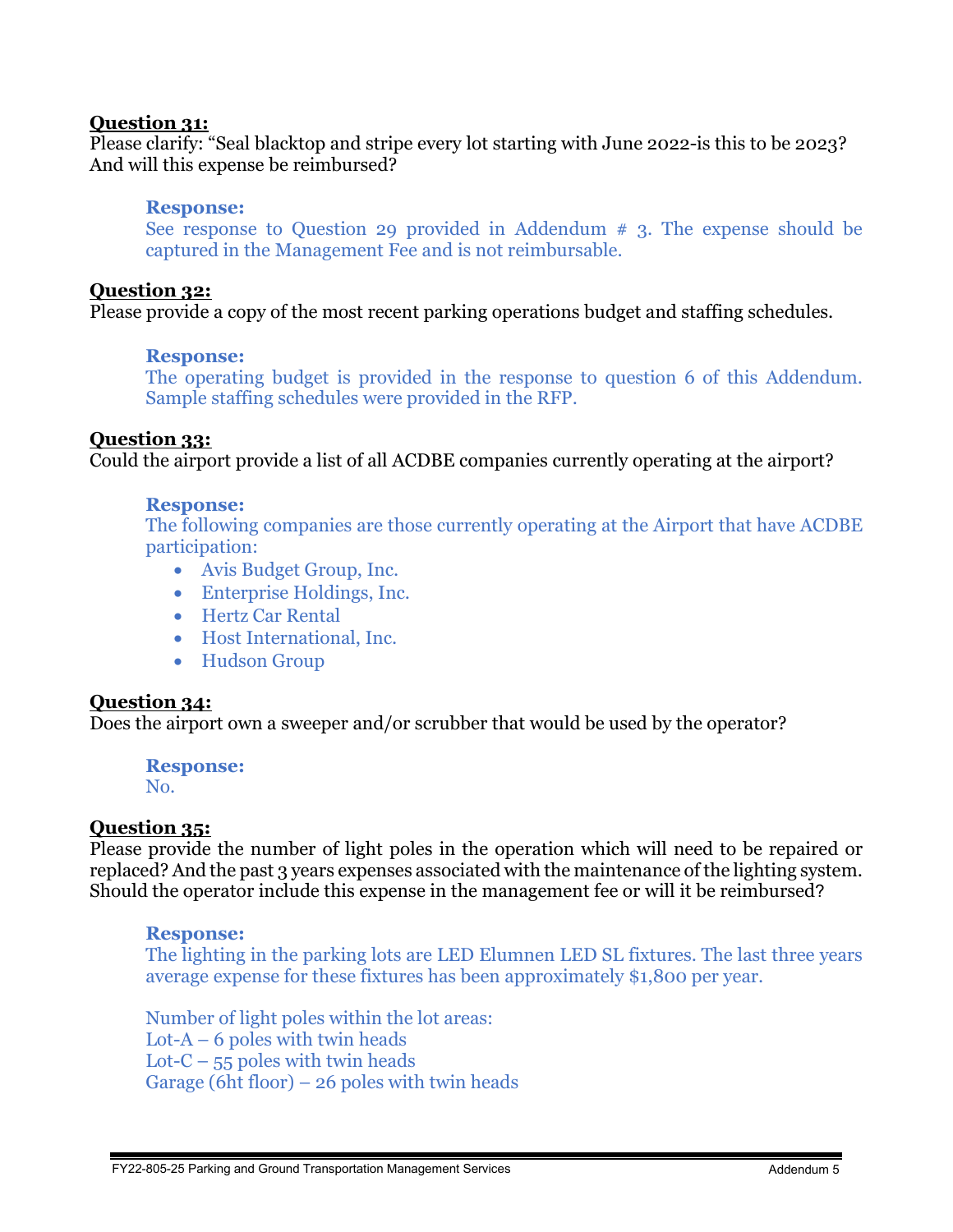**Question 31:**
Please clarify: "Seal blacktop and stripe every lot starting with June 2022-is this to be 2023? And will this expense be reimbursed?

> **Response:**
> See response to Question 29 provided in Addendum # 3. The expense should be captured in the Management Fee and is not reimbursable.

**Question 32:**
Please provide a copy of the most recent parking operations budget and staffing schedules.

> **Response:**
> The operating budget is provided in the response to question 6 of this Addendum. Sample staffing schedules were provided in the RFP.

**Question 33:**
Could the airport provide a list of all ACDBE companies currently operating at the airport?

> **Response:**
> The following companies are those currently operating at the Airport that have ACDBE participation:
> - Avis Budget Group, Inc.
> - Enterprise Holdings, Inc.
> - Hertz Car Rental
> - Host International, Inc.
> - Hudson Group

**Question 34:**
Does the airport own a sweeper and/or scrubber that would be used by the operator?

> **Response:**
> No.

**Question 35:**
Please provide the number of light poles in the operation which will need to be repaired or replaced? And the past 3 years expenses associated with the maintenance of the lighting system. Should the operator include this expense in the management fee or will it be reimbursed?

> **Response:**
> The lighting in the parking lots are LED Elumnen LED SL fixtures. The last three years average expense for these fixtures has been approximately $1,800 per year.
>
> Number of light poles within the lot areas:
> Lot-A – 6 poles with twin heads
> Lot-C – 55 poles with twin heads
> Garage (6ht floor) – 26 poles with twin heads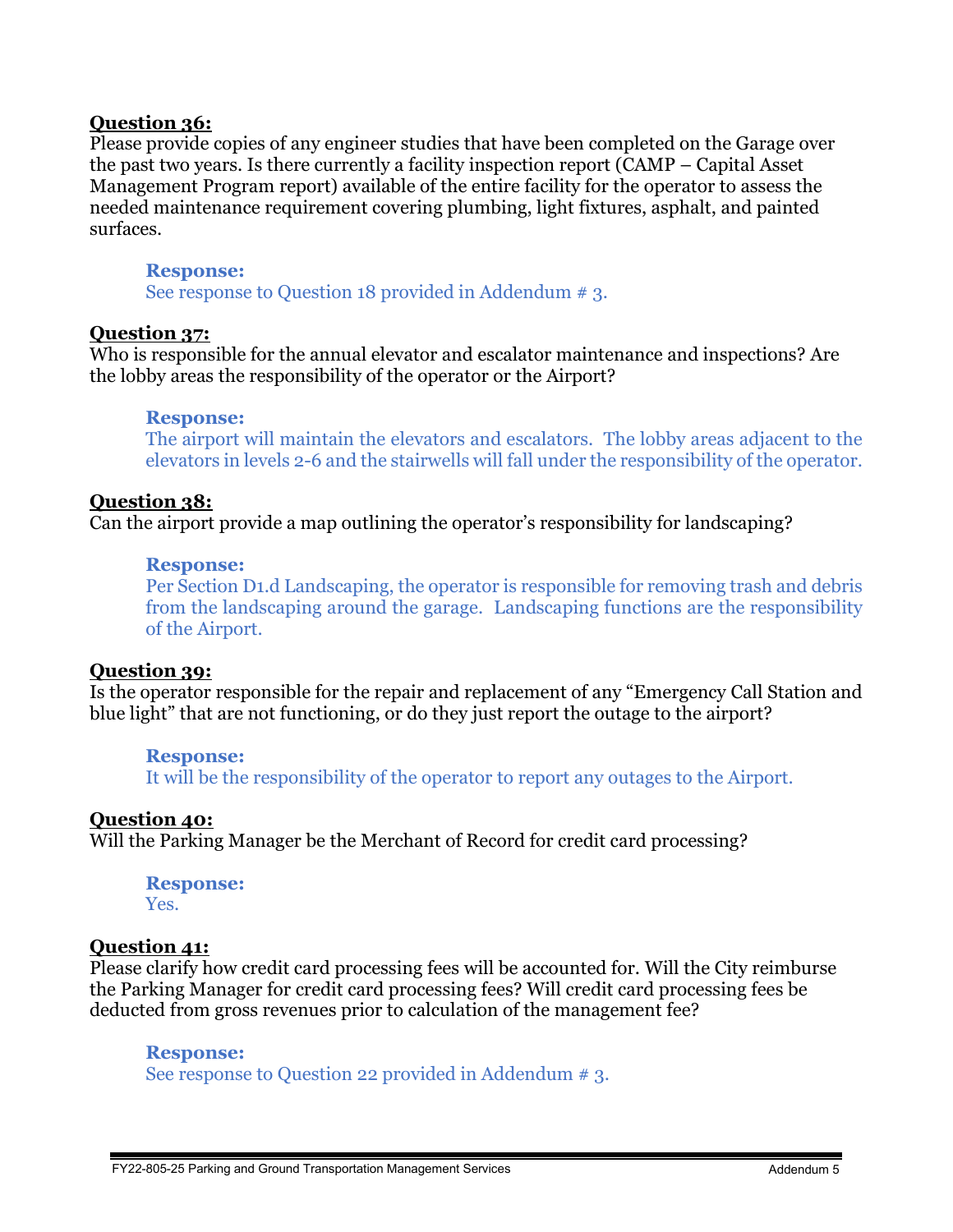**<u>Question 36:</u>**
Please provide copies of any engineer studies that have been completed on the Garage over the past two years. Is there currently a facility inspection report (CAMP – Capital Asset Management Program report) available of the entire facility for the operator to assess the needed maintenance requirement covering plumbing, light fixtures, asphalt, and painted surfaces.

> **Response:**
> See response to Question 18 provided in Addendum # 3.

**<u>Question 37:</u>**
Who is responsible for the annual elevator and escalator maintenance and inspections? Are the lobby areas the responsibility of the operator or the Airport?

> **Response:**
> The airport will maintain the elevators and escalators. The lobby areas adjacent to the elevators in levels 2-6 and the stairwells will fall under the responsibility of the operator.

**<u>Question 38:</u>**
Can the airport provide a map outlining the operator's responsibility for landscaping?

> **Response:**
> Per Section D1.d Landscaping, the operator is responsible for removing trash and debris from the landscaping around the garage. Landscaping functions are the responsibility of the Airport.

**<u>Question 39:</u>**
Is the operator responsible for the repair and replacement of any "Emergency Call Station and blue light" that are not functioning, or do they just report the outage to the airport?

> **Response:**
> It will be the responsibility of the operator to report any outages to the Airport.

**<u>Question 40:</u>**
Will the Parking Manager be the Merchant of Record for credit card processing?

> **Response:**
> Yes.

**<u>Question 41:</u>**
Please clarify how credit card processing fees will be accounted for. Will the City reimburse the Parking Manager for credit card processing fees? Will credit card processing fees be deducted from gross revenues prior to calculation of the management fee?

> **Response:**
> See response to Question 22 provided in Addendum # 3.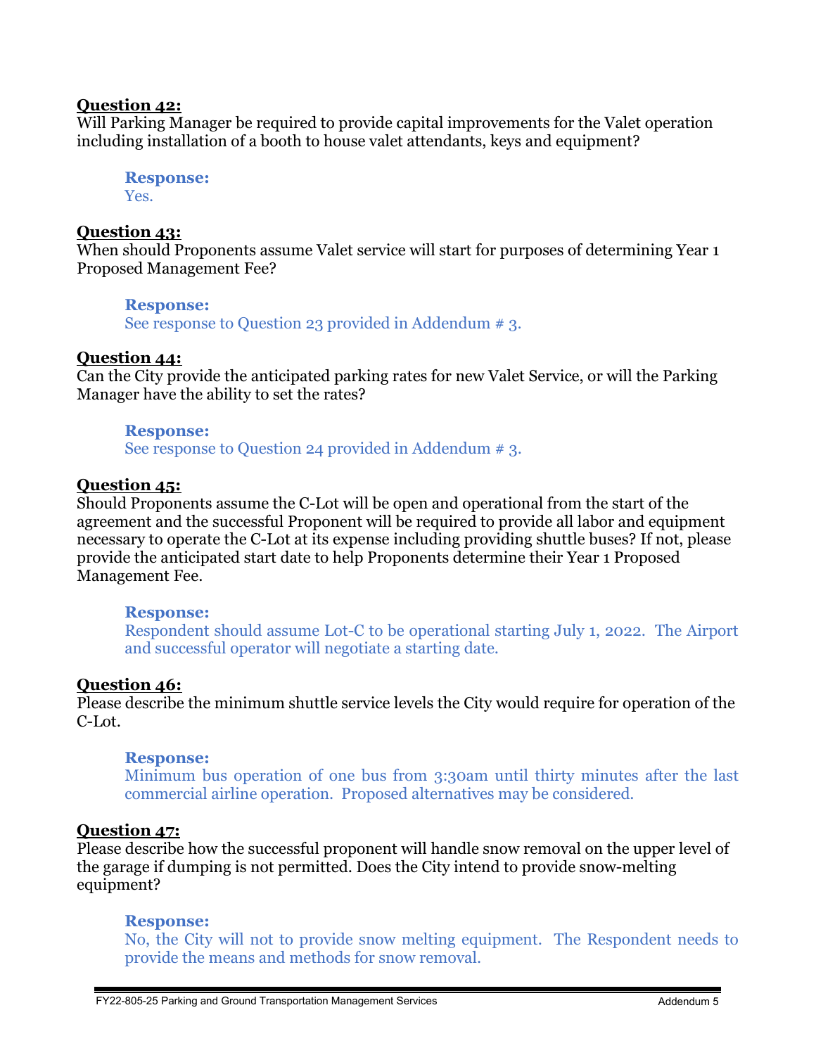**Question 42:**
Will Parking Manager be required to provide capital improvements for the Valet operation including installation of a booth to house valet attendants, keys and equipment?

> **Response:**
> Yes.

**Question 43:**
When should Proponents assume Valet service will start for purposes of determining Year 1 Proposed Management Fee?

> **Response:**
> See response to Question 23 provided in Addendum # 3.

**Question 44:**
Can the City provide the anticipated parking rates for new Valet Service, or will the Parking Manager have the ability to set the rates?

> **Response:**
> See response to Question 24 provided in Addendum # 3.

**Question 45:**
Should Proponents assume the C-Lot will be open and operational from the start of the agreement and the successful Proponent will be required to provide all labor and equipment necessary to operate the C-Lot at its expense including providing shuttle buses? If not, please provide the anticipated start date to help Proponents determine their Year 1 Proposed Management Fee.

> **Response:**
> Respondent should assume Lot-C to be operational starting July 1, 2022. The Airport and successful operator will negotiate a starting date.

**Question 46:**
Please describe the minimum shuttle service levels the City would require for operation of the C-Lot.

> **Response:**
> Minimum bus operation of one bus from 3:30am until thirty minutes after the last commercial airline operation. Proposed alternatives may be considered.

**Question 47:**
Please describe how the successful proponent will handle snow removal on the upper level of the garage if dumping is not permitted. Does the City intend to provide snow-melting equipment?

> **Response:**
> No, the City will not to provide snow melting equipment. The Respondent needs to provide the means and methods for snow removal.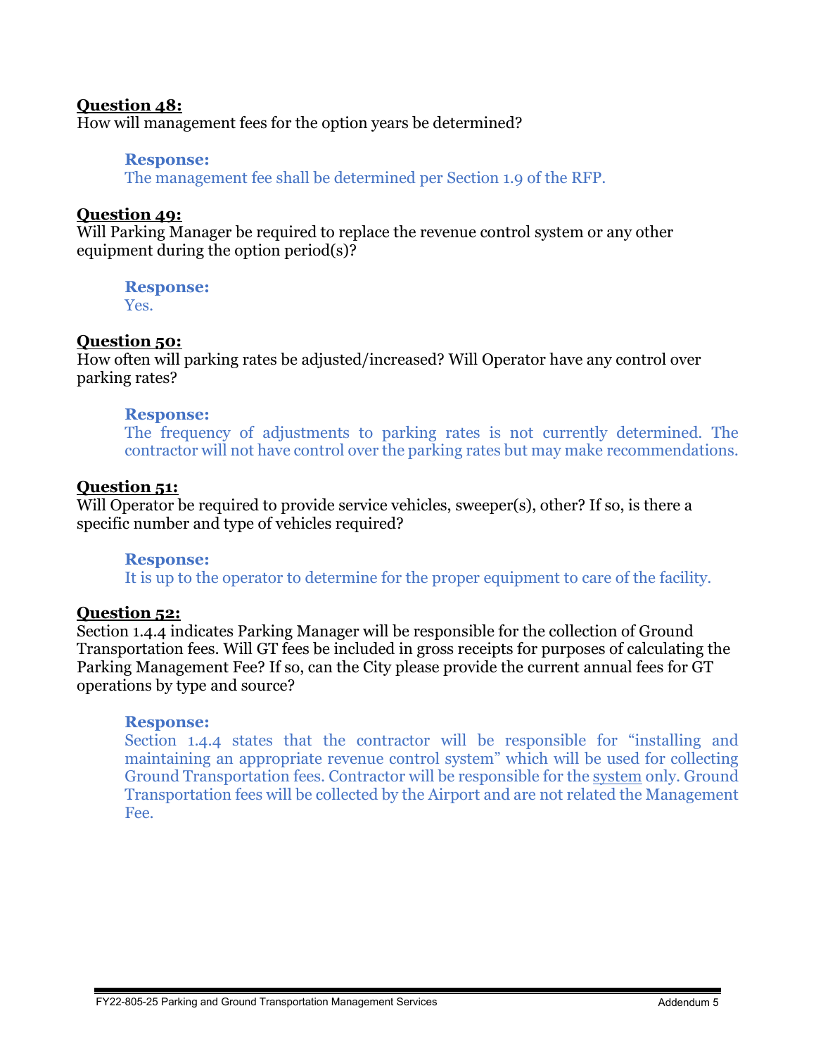**Question 48:**
How will management fees for the option years be determined?

> **Response:**
> The management fee shall be determined per Section 1.9 of the RFP.

**Question 49:**
Will Parking Manager be required to replace the revenue control system or any other equipment during the option period(s)?

> **Response:**
> Yes.

**Question 50:**
How often will parking rates be adjusted/increased? Will Operator have any control over parking rates?

> **Response:**
> The frequency of adjustments to parking rates is not currently determined. The contractor will not have control over the parking rates but may make recommendations.

**Question 51:**
Will Operator be required to provide service vehicles, sweeper(s), other? If so, is there a specific number and type of vehicles required?

> **Response:**
> It is up to the operator to determine for the proper equipment to care of the facility.

**Question 52:**
Section 1.4.4 indicates Parking Manager will be responsible for the collection of Ground Transportation fees. Will GT fees be included in gross receipts for purposes of calculating the Parking Management Fee? If so, can the City please provide the current annual fees for GT operations by type and source?

> **Response:**
> Section 1.4.4 states that the contractor will be responsible for "installing and maintaining an appropriate revenue control system" which will be used for collecting Ground Transportation fees. Contractor will be responsible for the system only. Ground Transportation fees will be collected by the Airport and are not related the Management Fee.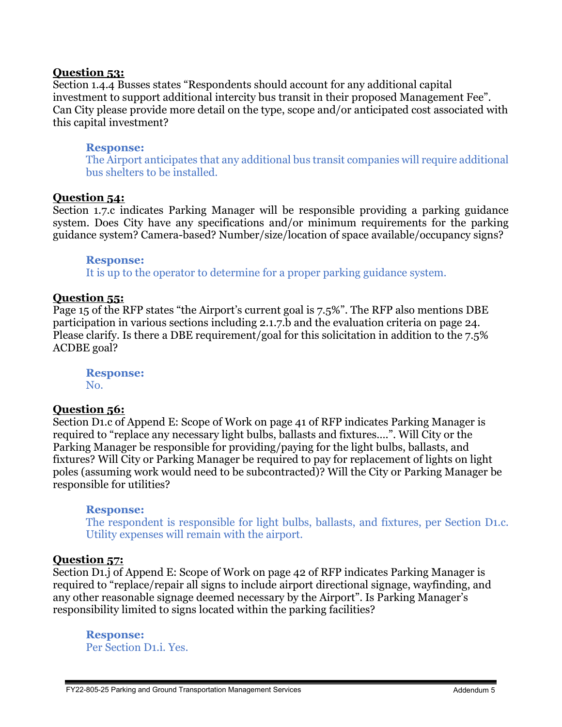**Question 53:**
Section 1.4.4 Busses states "Respondents should account for any additional capital investment to support additional intercity bus transit in their proposed Management Fee". Can City please provide more detail on the type, scope and/or anticipated cost associated with this capital investment?

> **Response:**
> The Airport anticipates that any additional bus transit companies will require additional bus shelters to be installed.

**Question 54:**
Section 1.7.c indicates Parking Manager will be responsible providing a parking guidance system. Does City have any specifications and/or minimum requirements for the parking guidance system? Camera-based? Number/size/location of space available/occupancy signs?

> **Response:**
> It is up to the operator to determine for a proper parking guidance system.

**Question 55:**
Page 15 of the RFP states "the Airport's current goal is 7.5%". The RFP also mentions DBE participation in various sections including 2.1.7.b and the evaluation criteria on page 24. Please clarify. Is there a DBE requirement/goal for this solicitation in addition to the 7.5% ACDBE goal?

> **Response:**
> No.

**Question 56:**
Section D1.c of Append E: Scope of Work on page 41 of RFP indicates Parking Manager is required to "replace any necessary light bulbs, ballasts and fixtures….". Will City or the Parking Manager be responsible for providing/paying for the light bulbs, ballasts, and fixtures? Will City or Parking Manager be required to pay for replacement of lights on light poles (assuming work would need to be subcontracted)? Will the City or Parking Manager be responsible for utilities?

> **Response:**
> The respondent is responsible for light bulbs, ballasts, and fixtures, per Section D1.c. Utility expenses will remain with the airport.

**Question 57:**
Section D1.j of Append E: Scope of Work on page 42 of RFP indicates Parking Manager is required to "replace/repair all signs to include airport directional signage, wayfinding, and any other reasonable signage deemed necessary by the Airport". Is Parking Manager's responsibility limited to signs located within the parking facilities?

> **Response:**
> Per Section D1.i. Yes.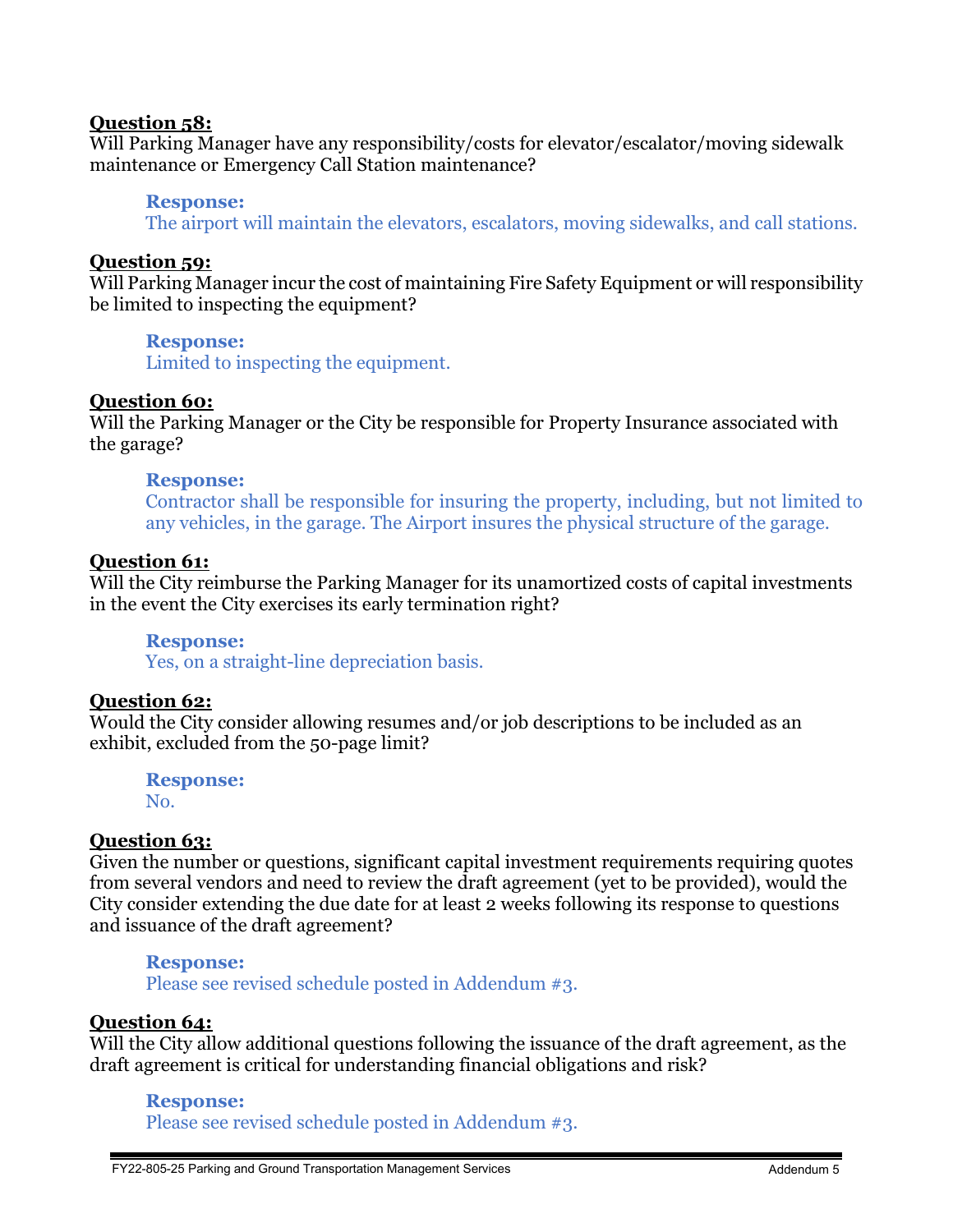**Question 58:**
Will Parking Manager have any responsibility/costs for elevator/escalator/moving sidewalk maintenance or Emergency Call Station maintenance?

> **Response:**
> The airport will maintain the elevators, escalators, moving sidewalks, and call stations.

**Question 59:**
Will Parking Manager incur the cost of maintaining Fire Safety Equipment or will responsibility be limited to inspecting the equipment?

> **Response:**
> Limited to inspecting the equipment.

**Question 60:**
Will the Parking Manager or the City be responsible for Property Insurance associated with the garage?

> **Response:**
> Contractor shall be responsible for insuring the property, including, but not limited to any vehicles, in the garage. The Airport insures the physical structure of the garage.

**Question 61:**
Will the City reimburse the Parking Manager for its unamortized costs of capital investments in the event the City exercises its early termination right?

> **Response:**
> Yes, on a straight-line depreciation basis.

**Question 62:**
Would the City consider allowing resumes and/or job descriptions to be included as an exhibit, excluded from the 50-page limit?

> **Response:**
> No.

**Question 63:**
Given the number or questions, significant capital investment requirements requiring quotes from several vendors and need to review the draft agreement (yet to be provided), would the City consider extending the due date for at least 2 weeks following its response to questions and issuance of the draft agreement?

> **Response:**
> Please see revised schedule posted in Addendum #3.

**Question 64:**
Will the City allow additional questions following the issuance of the draft agreement, as the draft agreement is critical for understanding financial obligations and risk?

> **Response:**
> Please see revised schedule posted in Addendum #3.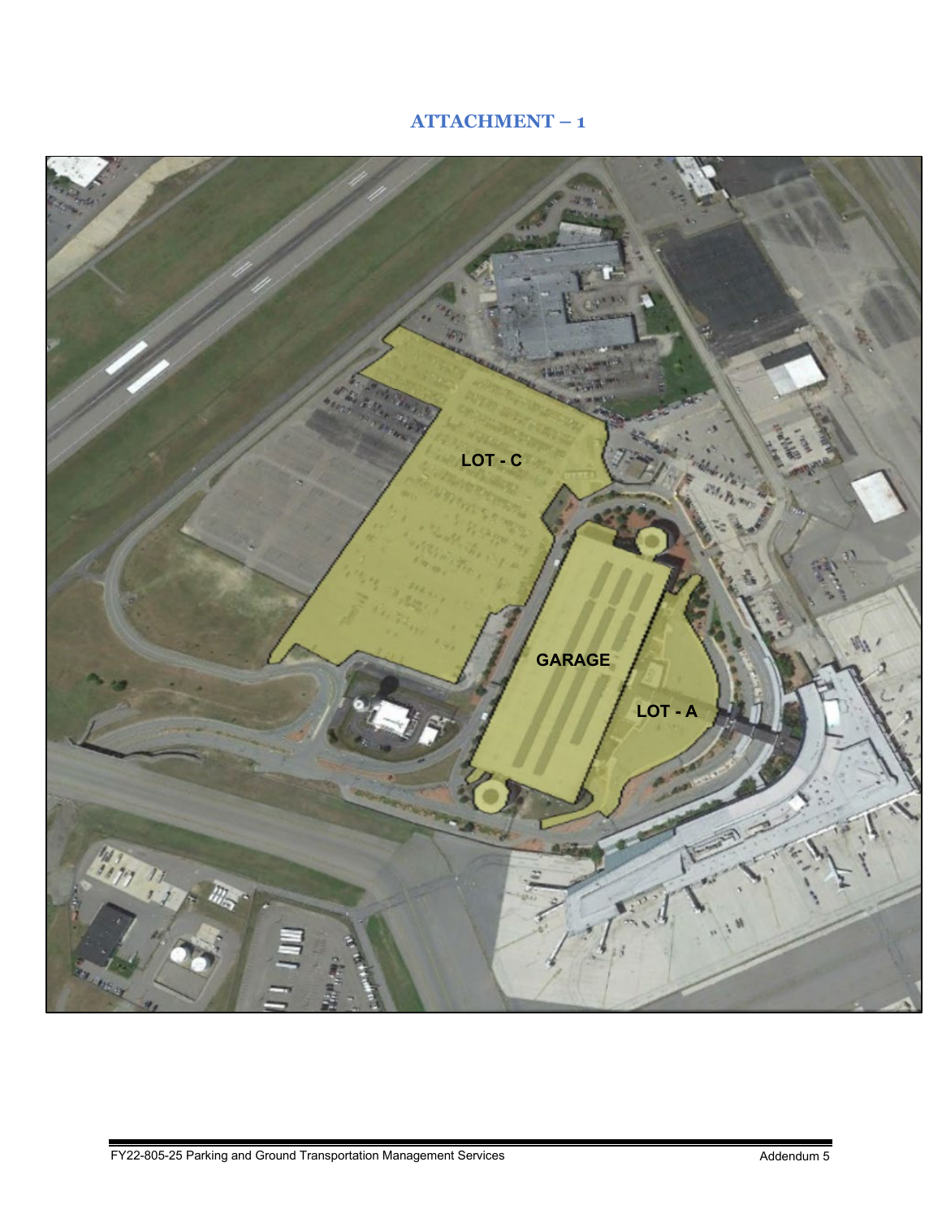# ATTACHMENT – 1

LOT - C

GARAGE

LOT - A